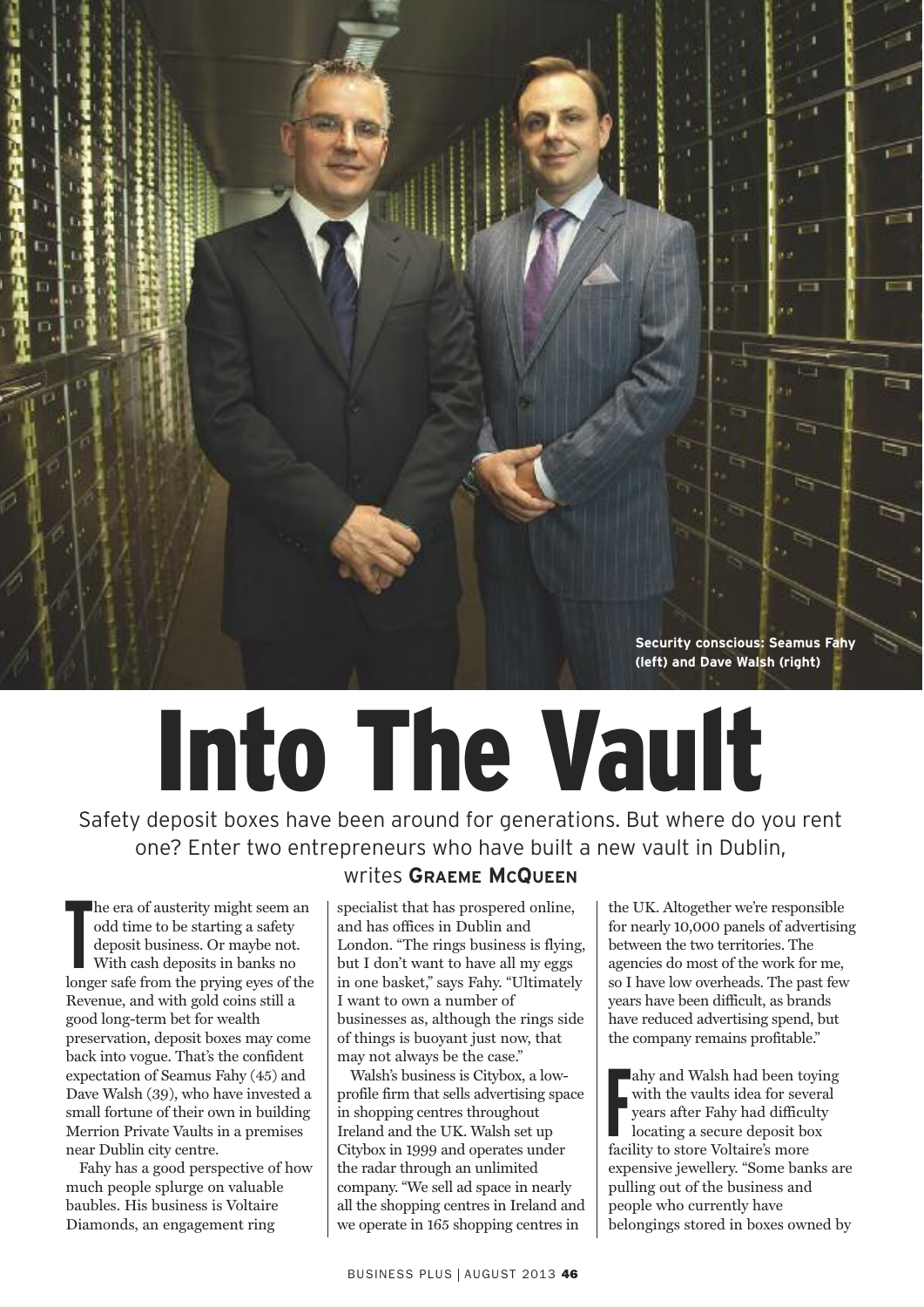Security conscious: Seamus Fahy (left) and Dave Walsh (right)

# Into The Vault

Safety deposit boxes have been around for generations. But where do you rent one? Enter two entrepreneurs who have built a new vault in Dublin, writes **Graeme McQueen**

The era of austerity might seem an odd time to be starting a safety deposit business. Or maybe not. With cash deposits in banks no longer safe from the prying eyes of the Revenue, and with gold coins still a good long-term bet for wealth preservation, deposit boxes may come back into vogue. That's the confident expectation of Seamus Fahy (45) and Dave Walsh (39), who have invested a small fortune of their own in building Merrion Private Vaults in a premises near Dublin city centre.

Fahy has a good perspective of how much people splurge on valuable baubles. His business is Voltaire Diamonds, an engagement ring specialist that has prospered online, and has offices in Dublin and London. "The rings business is flying, but I don't want to have all my eggs in one basket," says Fahy. "Ultimately I want to own a number of businesses as, although the rings side of things is buoyant just now, that may not always be the case."

Walsh's business is Citybox, a low-profile firm that sells advertising space in shopping centres throughout Ireland and the UK. Walsh set up Citybox in 1999 and operates under the radar through an unlimited company. "We sell ad space in nearly all the shopping centres in Ireland and we operate in 165 shopping centres in the UK. Altogether we're responsible for nearly 10,000 panels of advertising between the two territories. The agencies do most of the work for me, so I have low overheads. The past few years have been difficult, as brands have reduced advertising spend, but the company remains profitable."

Fahy and Walsh had been toying with the vaults idea for several years after Fahy had difficulty locating a secure deposit box facility to store Voltaire's more expensive jewellery. "Some banks are pulling out of the business and people who currently have belongings stored in boxes owned by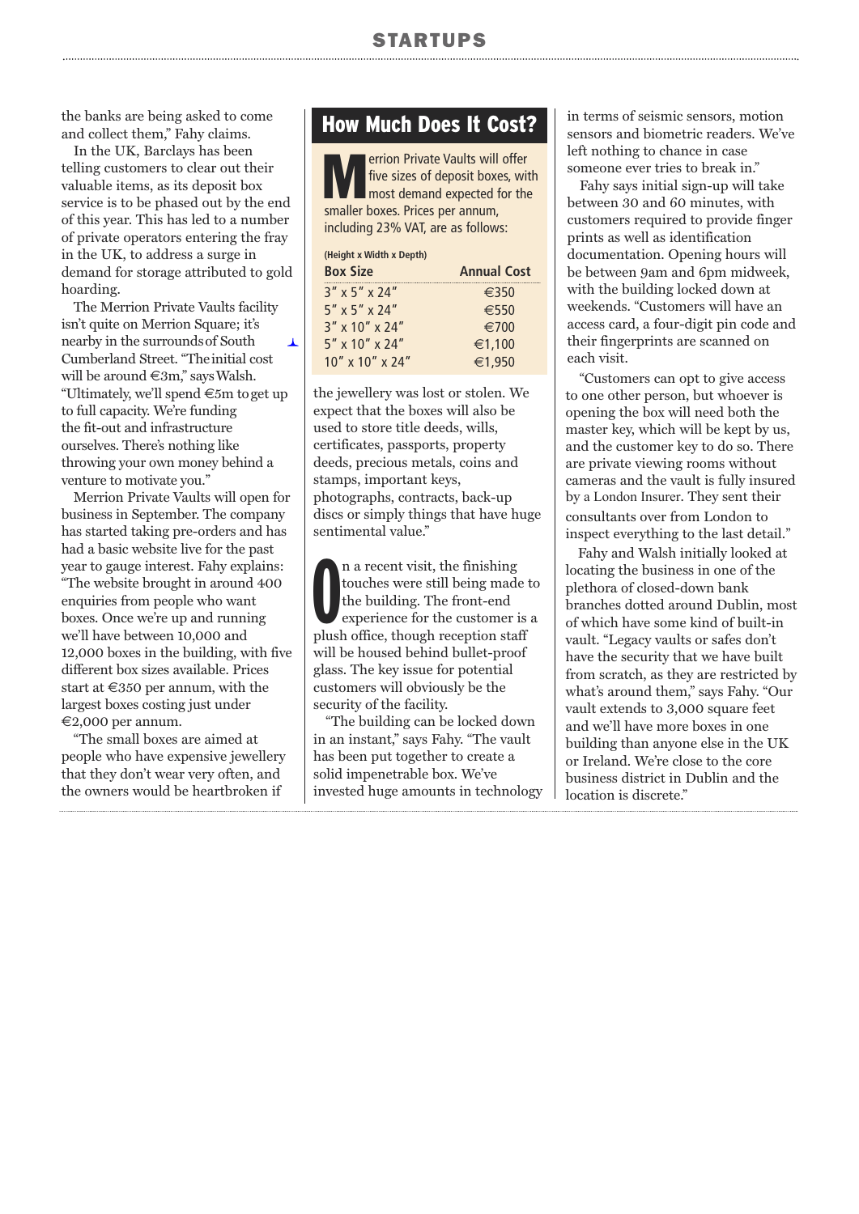the banks are being asked to come and collect them," Fahy claims.

In the UK, Barclays has been telling customers to clear out their valuable items, as its deposit box service is to be phased out by the end of this year. This has led to a number of private operators entering the fray in the UK, to address a surge in demand for storage attributed to gold hoarding.

The Merrion Private Vaults facility isn't quite on Merrion Square; it's nearby in the surrounds of South Cumberland Street. "The initial cost will be around €3m," says Walsh. "Ultimately, we'll spend €5m to get up to full capacity. We're funding the fit-out and infrastructure ourselves. There's nothing like throwing your own money behind a venture to motivate you."

Merrion Private Vaults will open for business in September. The company has started taking pre-orders and has had a basic website live for the past year to gauge interest. Fahy explains: "The website brought in around 400 enquiries from people who want boxes. Once we're up and running we'll have between 10,000 and 12,000 boxes in the building, with five different box sizes available. Prices start at €350 per annum, with the largest boxes costing just under €2,000 per annum.

"The small boxes are aimed at people who have expensive jewellery that they don't wear very often, and the owners would be heartbroken if the jewellery was lost or stolen. We expect that the boxes will also be used to store title deeds, wills, certificates, passports, property deeds, precious metals, coins and stamps, important keys, photographs, contracts, back-up discs or simply things that have huge sentimental value."

## How Much Does It Cost?

Merrion Private Vaults will offer five sizes of deposit boxes, with most demand expected for the smaller boxes. Prices per annum, including 23% VAT, are as follows:

(Height x Width x Depth)

| Box Size | Annual Cost |
|---|---|
| 3" x 5" x 24" | €350 |
| 5" x 5" x 24" | €550 |
| 3" x 10" x 24" | €700 |
| 5" x 10" x 24" | €1,100 |
| 10" x 10" x 24" | €1,950 |

On a recent visit, the finishing touches were still being made to the building. The front-end experience for the customer is a plush office, though reception staff will be housed behind bullet-proof glass. The key issue for potential customers will obviously be the security of the facility.

"The building can be locked down in an instant," says Fahy. "The vault has been put together to create a solid impenetrable box. We've invested huge amounts in technology in terms of seismic sensors, motion sensors and biometric readers. We've left nothing to chance in case someone ever tries to break in."

Fahy says initial sign-up will take between 30 and 60 minutes, with customers required to provide finger prints as well as identification documentation. Opening hours will be between 9am and 6pm midweek, with the building locked down at weekends. "Customers will have an access card, a four-digit pin code and their fingerprints are scanned on each visit.

"Customers can opt to give access to one other person, but whoever is opening the box will need both the master key, which will be kept by us, and the customer key to do so. There are private viewing rooms without cameras and the vault is fully insured by a London Insurer. They sent their consultants over from London to inspect everything to the last detail."

Fahy and Walsh initially looked at locating the business in one of the plethora of closed-down bank branches dotted around Dublin, most of which have some kind of built-in vault. "Legacy vaults or safes don't have the security that we have built from scratch, as they are restricted by what's around them," says Fahy. "Our vault extends to 3,000 square feet and we'll have more boxes in one building than anyone else in the UK or Ireland. We're close to the core business district in Dublin and the location is discrete."